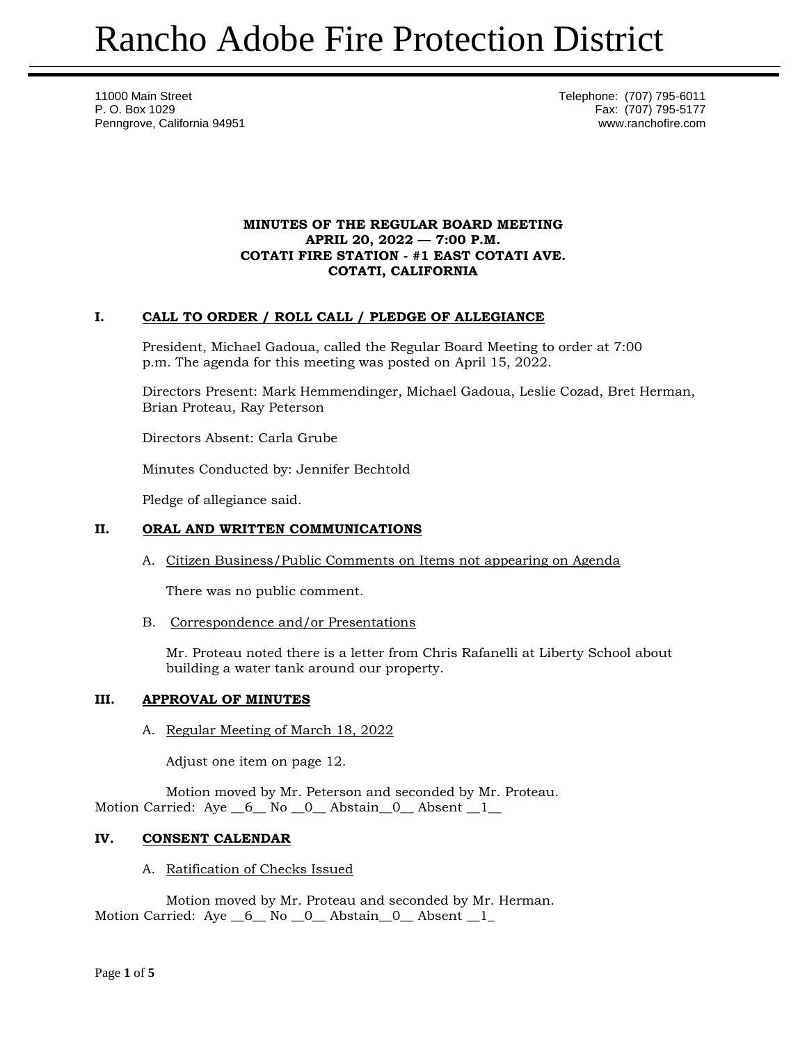# Rancho Adobe Fire Protection District

11000 Main Street
P. O. Box 1029
Penngrove, California 94951

Telephone: (707) 795-6011
Fax: (707) 795-5177
www.ranchofire.com

**MINUTES OF THE REGULAR BOARD MEETING**
**APRIL 20, 2022 — 7:00 P.M.**
**COTATI FIRE STATION - #1 EAST COTATI AVE.**
**COTATI, CALIFORNIA**

## I. CALL TO ORDER / ROLL CALL / PLEDGE OF ALLEGIANCE

President, Michael Gadoua, called the Regular Board Meeting to order at 7:00 p.m. The agenda for this meeting was posted on April 15, 2022.

Directors Present: Mark Hemmendinger, Michael Gadoua, Leslie Cozad, Bret Herman, Brian Proteau, Ray Peterson

Directors Absent: Carla Grube

Minutes Conducted by: Jennifer Bechtold

Pledge of allegiance said.

## II. ORAL AND WRITTEN COMMUNICATIONS

A. Citizen Business/Public Comments on Items not appearing on Agenda

There was no public comment.

B. Correspondence and/or Presentations

Mr. Proteau noted there is a letter from Chris Rafanelli at Liberty School about building a water tank around our property.

## III. APPROVAL OF MINUTES

A. Regular Meeting of March 18, 2022

Adjust one item on page 12.

Motion moved by Mr. Peterson and seconded by Mr. Proteau.
Motion Carried: Aye __6__ No __0__ Abstain__0__ Absent __1__

## IV. CONSENT CALENDAR

A. Ratification of Checks Issued

Motion moved by Mr. Proteau and seconded by Mr. Herman.
Motion Carried: Aye __6__ No __0__ Abstain__0__ Absent __1_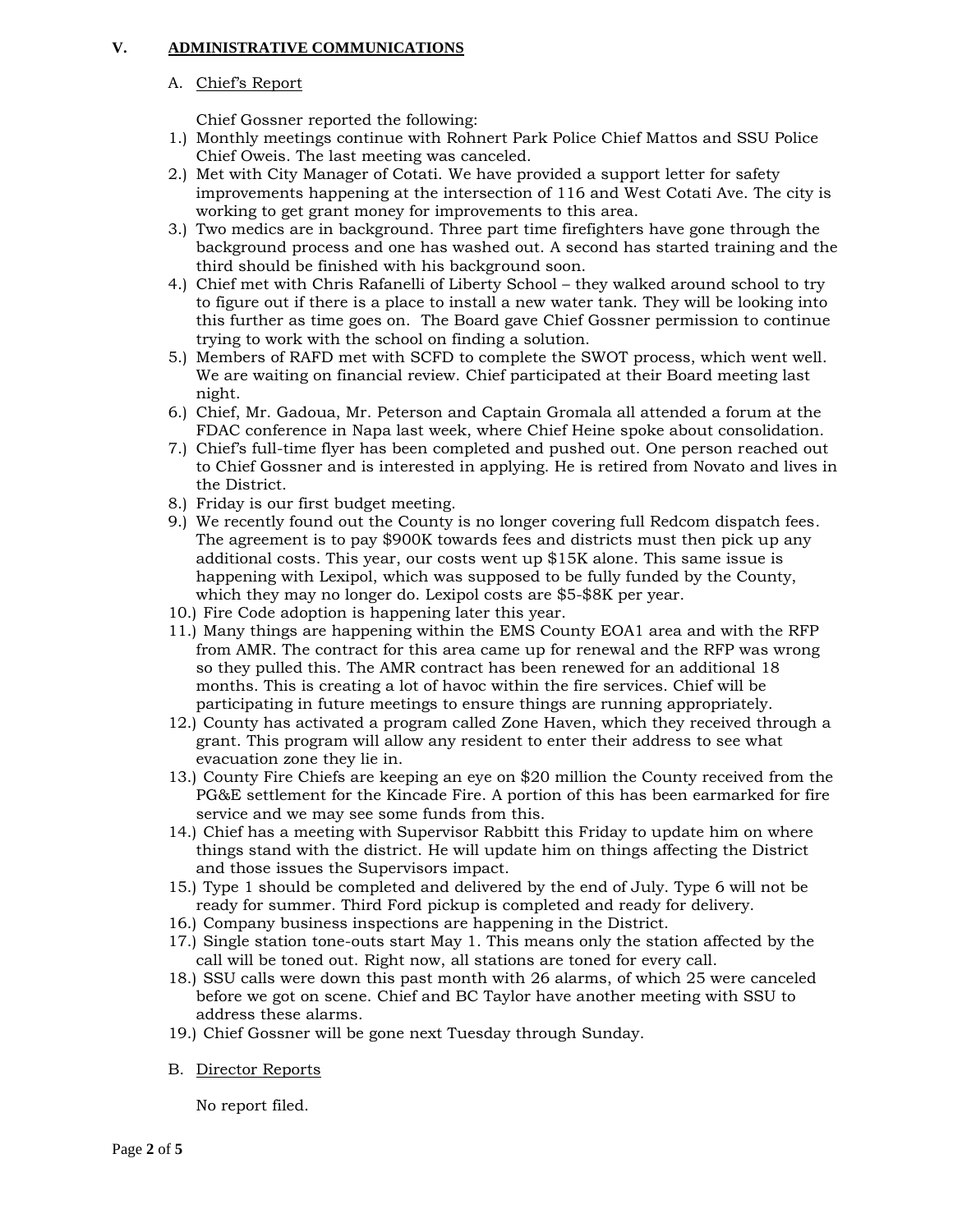## V. ADMINISTRATIVE COMMUNICATIONS

### A. Chief's Report

Chief Gossner reported the following:

1.) Monthly meetings continue with Rohnert Park Police Chief Mattos and SSU Police Chief Oweis. The last meeting was canceled.
2.) Met with City Manager of Cotati. We have provided a support letter for safety improvements happening at the intersection of 116 and West Cotati Ave. The city is working to get grant money for improvements to this area.
3.) Two medics are in background. Three part time firefighters have gone through the background process and one has washed out. A second has started training and the third should be finished with his background soon.
4.) Chief met with Chris Rafanelli of Liberty School – they walked around school to try to figure out if there is a place to install a new water tank. They will be looking into this further as time goes on. The Board gave Chief Gossner permission to continue trying to work with the school on finding a solution.
5.) Members of RAFD met with SCFD to complete the SWOT process, which went well. We are waiting on financial review. Chief participated at their Board meeting last night.
6.) Chief, Mr. Gadoua, Mr. Peterson and Captain Gromala all attended a forum at the FDAC conference in Napa last week, where Chief Heine spoke about consolidation.
7.) Chief's full-time flyer has been completed and pushed out. One person reached out to Chief Gossner and is interested in applying. He is retired from Novato and lives in the District.
8.) Friday is our first budget meeting.
9.) We recently found out the County is no longer covering full Redcom dispatch fees. The agreement is to pay $900K towards fees and districts must then pick up any additional costs. This year, our costs went up $15K alone. This same issue is happening with Lexipol, which was supposed to be fully funded by the County, which they may no longer do. Lexipol costs are $5-$8K per year.
10.) Fire Code adoption is happening later this year.
11.) Many things are happening within the EMS County EOA1 area and with the RFP from AMR. The contract for this area came up for renewal and the RFP was wrong so they pulled this. The AMR contract has been renewed for an additional 18 months. This is creating a lot of havoc within the fire services. Chief will be participating in future meetings to ensure things are running appropriately.
12.) County has activated a program called Zone Haven, which they received through a grant. This program will allow any resident to enter their address to see what evacuation zone they lie in.
13.) County Fire Chiefs are keeping an eye on $20 million the County received from the PG&E settlement for the Kincade Fire. A portion of this has been earmarked for fire service and we may see some funds from this.
14.) Chief has a meeting with Supervisor Rabbitt this Friday to update him on where things stand with the district. He will update him on things affecting the District and those issues the Supervisors impact.
15.) Type 1 should be completed and delivered by the end of July. Type 6 will not be ready for summer. Third Ford pickup is completed and ready for delivery.
16.) Company business inspections are happening in the District.
17.) Single station tone-outs start May 1. This means only the station affected by the call will be toned out. Right now, all stations are toned for every call.
18.) SSU calls were down this past month with 26 alarms, of which 25 were canceled before we got on scene. Chief and BC Taylor have another meeting with SSU to address these alarms.
19.) Chief Gossner will be gone next Tuesday through Sunday.

### B. Director Reports

No report filed.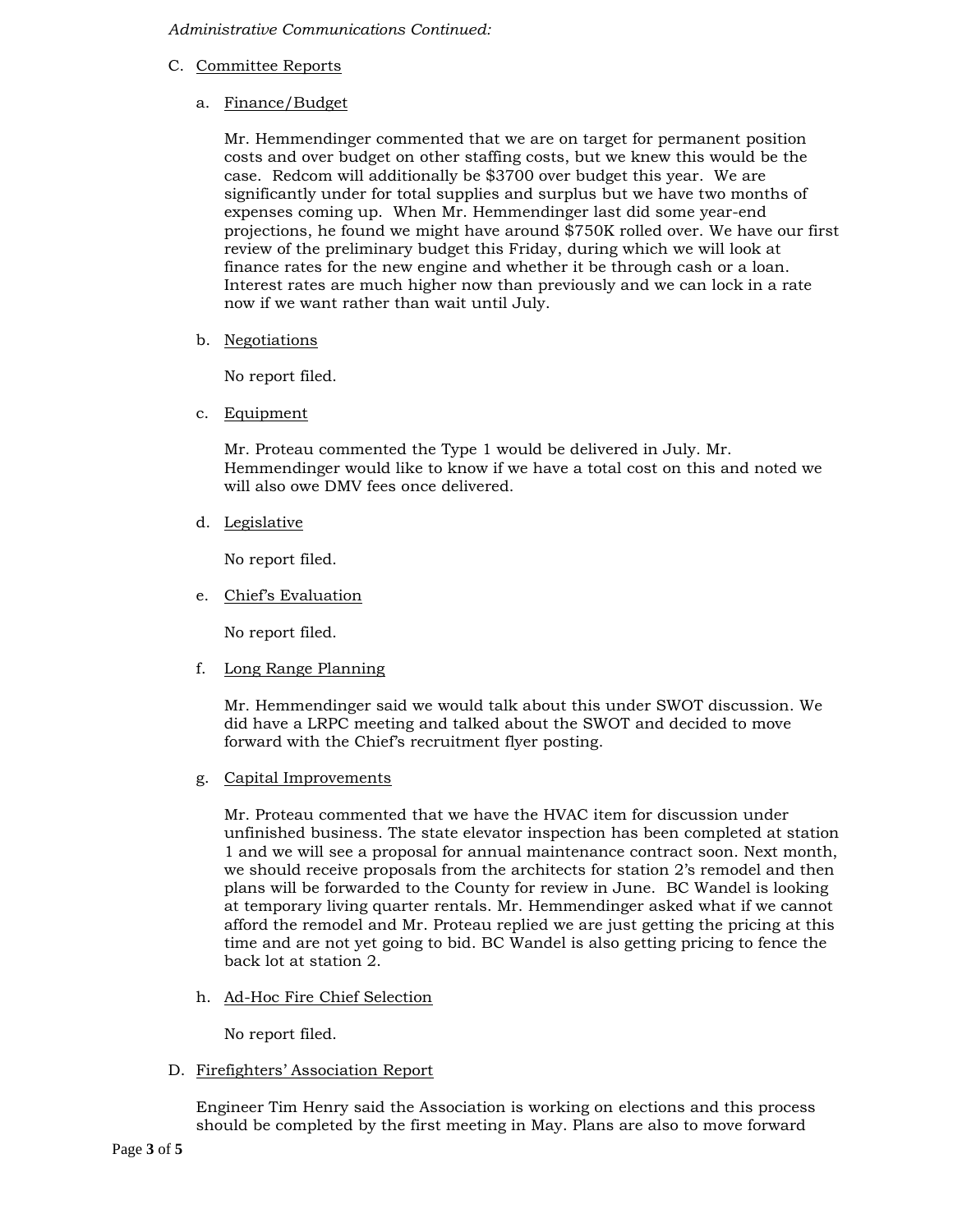*Administrative Communications Continued:*

C. Committee Reports

a. Finance/Budget

Mr. Hemmendinger commented that we are on target for permanent position costs and over budget on other staffing costs, but we knew this would be the case. Redcom will additionally be $3700 over budget this year. We are significantly under for total supplies and surplus but we have two months of expenses coming up. When Mr. Hemmendinger last did some year-end projections, he found we might have around $750K rolled over. We have our first review of the preliminary budget this Friday, during which we will look at finance rates for the new engine and whether it be through cash or a loan. Interest rates are much higher now than previously and we can lock in a rate now if we want rather than wait until July.

b. Negotiations

No report filed.

c. Equipment

Mr. Proteau commented the Type 1 would be delivered in July. Mr. Hemmendinger would like to know if we have a total cost on this and noted we will also owe DMV fees once delivered.

d. Legislative

No report filed.

e. Chief's Evaluation

No report filed.

f. Long Range Planning

Mr. Hemmendinger said we would talk about this under SWOT discussion. We did have a LRPC meeting and talked about the SWOT and decided to move forward with the Chief's recruitment flyer posting.

g. Capital Improvements

Mr. Proteau commented that we have the HVAC item for discussion under unfinished business. The state elevator inspection has been completed at station 1 and we will see a proposal for annual maintenance contract soon. Next month, we should receive proposals from the architects for station 2's remodel and then plans will be forwarded to the County for review in June. BC Wandel is looking at temporary living quarter rentals. Mr. Hemmendinger asked what if we cannot afford the remodel and Mr. Proteau replied we are just getting the pricing at this time and are not yet going to bid. BC Wandel is also getting pricing to fence the back lot at station 2.

h. Ad-Hoc Fire Chief Selection

No report filed.

D. Firefighters' Association Report

Engineer Tim Henry said the Association is working on elections and this process should be completed by the first meeting in May. Plans are also to move forward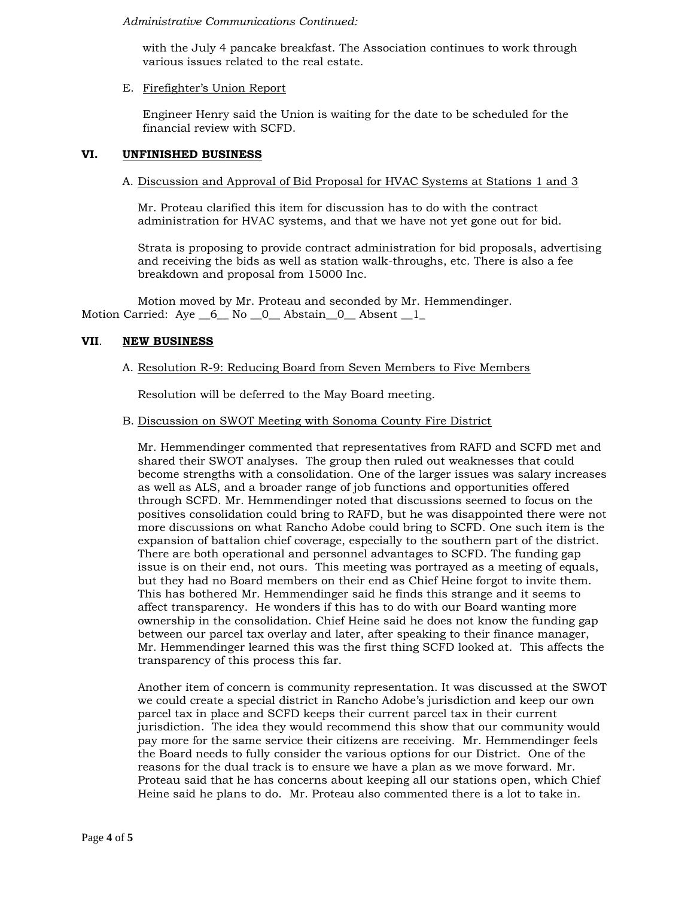*Administrative Communications Continued:*

with the July 4 pancake breakfast. The Association continues to work through various issues related to the real estate.

E. Firefighter's Union Report

Engineer Henry said the Union is waiting for the date to be scheduled for the financial review with SCFD.

## VI. UNFINISHED BUSINESS

A. Discussion and Approval of Bid Proposal for HVAC Systems at Stations 1 and 3

Mr. Proteau clarified this item for discussion has to do with the contract administration for HVAC systems, and that we have not yet gone out for bid.

Strata is proposing to provide contract administration for bid proposals, advertising and receiving the bids as well as station walk-throughs, etc. There is also a fee breakdown and proposal from 15000 Inc.

Motion moved by Mr. Proteau and seconded by Mr. Hemmendinger.
Motion Carried: Aye __6__ No __0__ Abstain__0__ Absent __1_

## VII. NEW BUSINESS

A. Resolution R-9: Reducing Board from Seven Members to Five Members

Resolution will be deferred to the May Board meeting.

B. Discussion on SWOT Meeting with Sonoma County Fire District

Mr. Hemmendinger commented that representatives from RAFD and SCFD met and shared their SWOT analyses. The group then ruled out weaknesses that could become strengths with a consolidation. One of the larger issues was salary increases as well as ALS, and a broader range of job functions and opportunities offered through SCFD. Mr. Hemmendinger noted that discussions seemed to focus on the positives consolidation could bring to RAFD, but he was disappointed there were not more discussions on what Rancho Adobe could bring to SCFD. One such item is the expansion of battalion chief coverage, especially to the southern part of the district. There are both operational and personnel advantages to SCFD. The funding gap issue is on their end, not ours. This meeting was portrayed as a meeting of equals, but they had no Board members on their end as Chief Heine forgot to invite them. This has bothered Mr. Hemmendinger said he finds this strange and it seems to affect transparency. He wonders if this has to do with our Board wanting more ownership in the consolidation. Chief Heine said he does not know the funding gap between our parcel tax overlay and later, after speaking to their finance manager, Mr. Hemmendinger learned this was the first thing SCFD looked at. This affects the transparency of this process this far.

Another item of concern is community representation. It was discussed at the SWOT we could create a special district in Rancho Adobe's jurisdiction and keep our own parcel tax in place and SCFD keeps their current parcel tax in their current jurisdiction. The idea they would recommend this show that our community would pay more for the same service their citizens are receiving. Mr. Hemmendinger feels the Board needs to fully consider the various options for our District. One of the reasons for the dual track is to ensure we have a plan as we move forward. Mr. Proteau said that he has concerns about keeping all our stations open, which Chief Heine said he plans to do. Mr. Proteau also commented there is a lot to take in.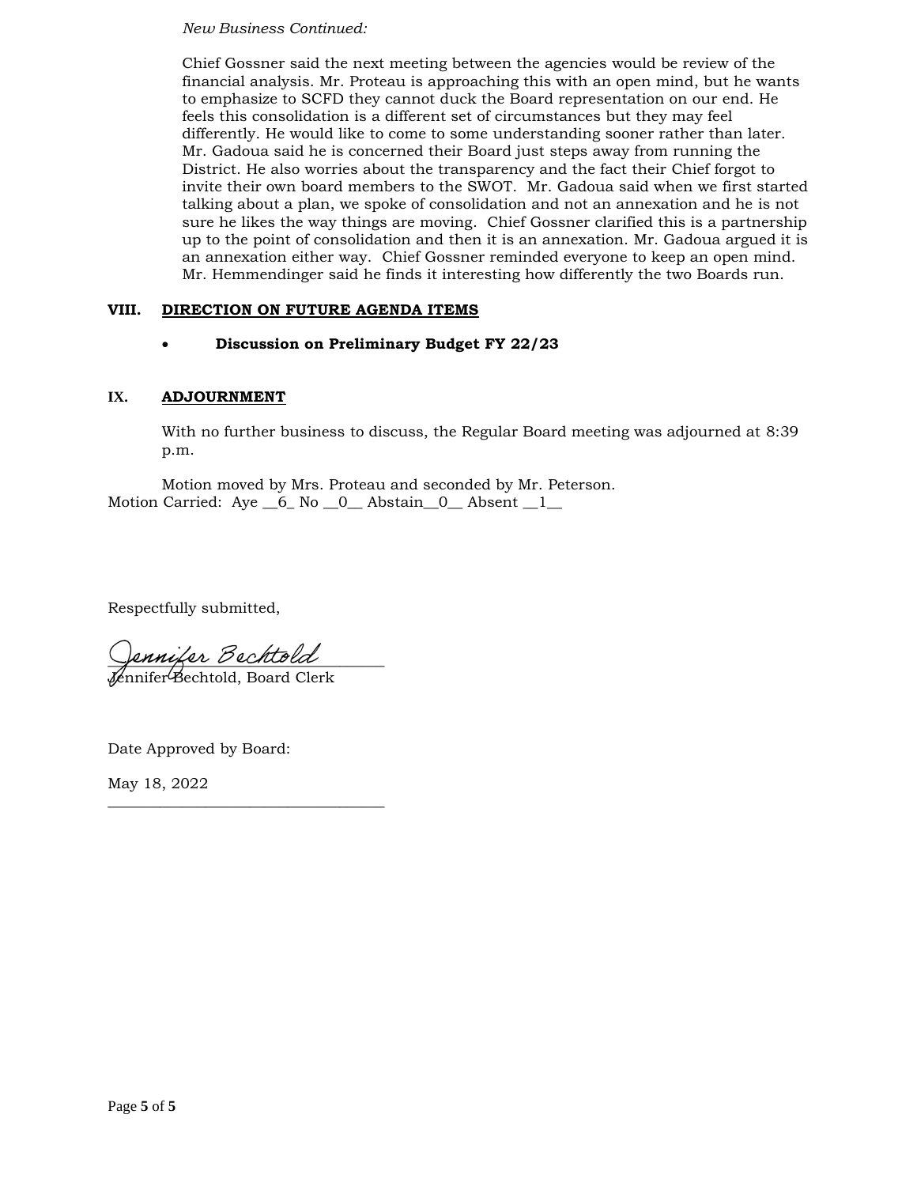*New Business Continued:*

Chief Gossner said the next meeting between the agencies would be review of the financial analysis. Mr. Proteau is approaching this with an open mind, but he wants to emphasize to SCFD they cannot duck the Board representation on our end. He feels this consolidation is a different set of circumstances but they may feel differently. He would like to come to some understanding sooner rather than later. Mr. Gadoua said he is concerned their Board just steps away from running the District. He also worries about the transparency and the fact their Chief forgot to invite their own board members to the SWOT. Mr. Gadoua said when we first started talking about a plan, we spoke of consolidation and not an annexation and he is not sure he likes the way things are moving. Chief Gossner clarified this is a partnership up to the point of consolidation and then it is an annexation. Mr. Gadoua argued it is an annexation either way. Chief Gossner reminded everyone to keep an open mind. Mr. Hemmendinger said he finds it interesting how differently the two Boards run.

## VIII. DIRECTION ON FUTURE AGENDA ITEMS

- **Discussion on Preliminary Budget FY 22/23**

## IX. ADJOURNMENT

With no further business to discuss, the Regular Board meeting was adjourned at 8:39 p.m.

Motion moved by Mrs. Proteau and seconded by Mr. Peterson.
Motion Carried: Aye __6_ No __0__ Abstain__0__ Absent __1__

Respectfully submitted,

Jennifer Bechtold

Jennifer Bechtold, Board Clerk

Date Approved by Board:

May 18, 2022